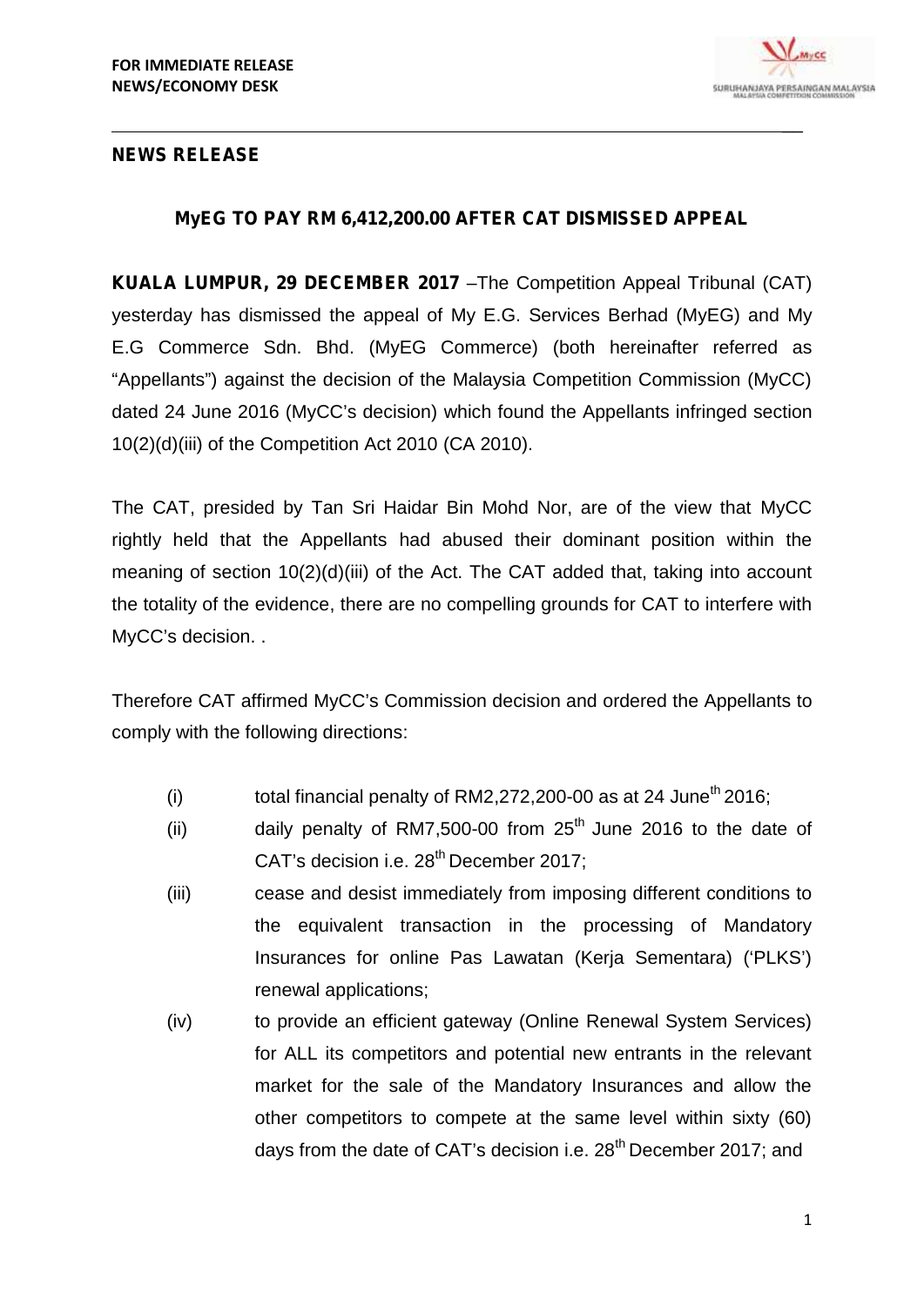**FOR IMMEDIATE RELEASE**
**NEWS/ECONOMY DESK**

**NEWS RELEASE**

## MyEG TO PAY RM 6,412,200.00 AFTER CAT DISMISSED APPEAL

**KUALA LUMPUR, 29 DECEMBER 2017** –The Competition Appeal Tribunal (CAT) yesterday has dismissed the appeal of My E.G. Services Berhad (MyEG) and My E.G Commerce Sdn. Bhd. (MyEG Commerce) (both hereinafter referred as "Appellants") against the decision of the Malaysia Competition Commission (MyCC) dated 24 June 2016 (MyCC's decision) which found the Appellants infringed section 10(2)(d)(iii) of the Competition Act 2010 (CA 2010).

The CAT, presided by Tan Sri Haidar Bin Mohd Nor, are of the view that MyCC rightly held that the Appellants had abused their dominant position within the meaning of section 10(2)(d)(iii) of the Act. The CAT added that, taking into account the totality of the evidence, there are no compelling grounds for CAT to interfere with MyCC's decision. .

Therefore CAT affirmed MyCC's Commission decision and ordered the Appellants to comply with the following directions:

(i) total financial penalty of RM2,272,200-00 as at 24 June[th] 2016;

(ii) daily penalty of RM7,500-00 from 25[th] June 2016 to the date of CAT's decision i.e. 28[th] December 2017;

(iii) cease and desist immediately from imposing different conditions to the equivalent transaction in the processing of Mandatory Insurances for online Pas Lawatan (Kerja Sementara) ('PLKS') renewal applications;

(iv) to provide an efficient gateway (Online Renewal System Services) for ALL its competitors and potential new entrants in the relevant market for the sale of the Mandatory Insurances and allow the other competitors to compete at the same level within sixty (60) days from the date of CAT's decision i.e. 28[th] December 2017; and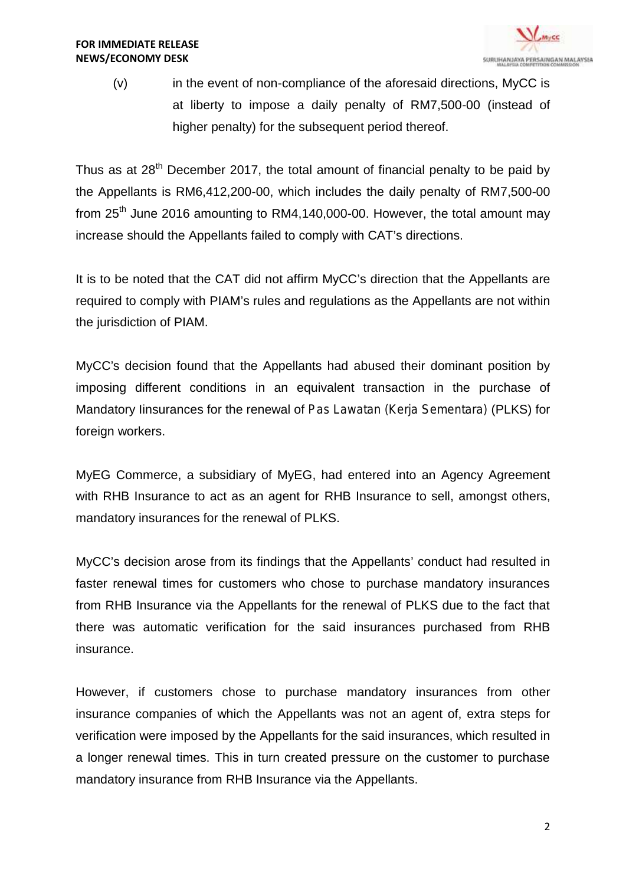(v) in the event of non-compliance of the aforesaid directions, MyCC is at liberty to impose a daily penalty of RM7,500-00 (instead of higher penalty) for the subsequent period thereof.

Thus as at 28th December 2017, the total amount of financial penalty to be paid by the Appellants is RM6,412,200-00, which includes the daily penalty of RM7,500-00 from 25th June 2016 amounting to RM4,140,000-00. However, the total amount may increase should the Appellants failed to comply with CAT's directions.

It is to be noted that the CAT did not affirm MyCC's direction that the Appellants are required to comply with PIAM's rules and regulations as the Appellants are not within the jurisdiction of PIAM.

MyCC's decision found that the Appellants had abused their dominant position by imposing different conditions in an equivalent transaction in the purchase of Mandatory Iinsurances for the renewal of *Pas Lawatan (Kerja Sementara)* (PLKS) for foreign workers.

MyEG Commerce, a subsidiary of MyEG, had entered into an Agency Agreement with RHB Insurance to act as an agent for RHB Insurance to sell, amongst others, mandatory insurances for the renewal of PLKS.

MyCC's decision arose from its findings that the Appellants' conduct had resulted in faster renewal times for customers who chose to purchase mandatory insurances from RHB Insurance via the Appellants for the renewal of PLKS due to the fact that there was automatic verification for the said insurances purchased from RHB insurance.

However, if customers chose to purchase mandatory insurances from other insurance companies of which the Appellants was not an agent of, extra steps for verification were imposed by the Appellants for the said insurances, which resulted in a longer renewal times. This in turn created pressure on the customer to purchase mandatory insurance from RHB Insurance via the Appellants.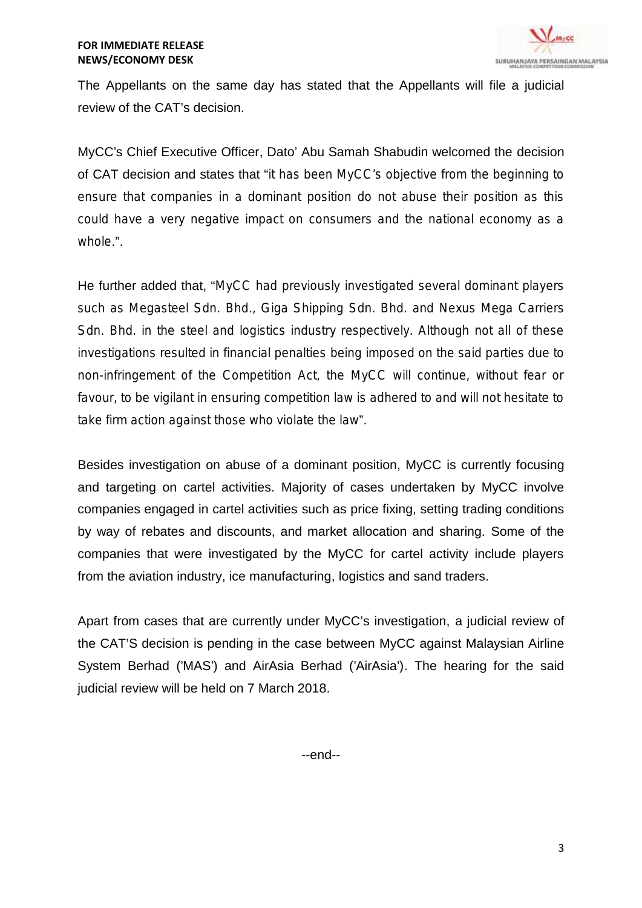The Appellants on the same day has stated that the Appellants will file a judicial review of the CAT's decision.

MyCC's Chief Executive Officer, Dato' Abu Samah Shabudin welcomed the decision of CAT decision and states that "it has been MyCC's objective from the beginning to ensure that companies in a dominant position do not abuse their position as this could have a very negative impact on consumers and the national economy as a whole.".

He further added that, "MyCC had previously investigated several dominant players such as Megasteel Sdn. Bhd., Giga Shipping Sdn. Bhd. and Nexus Mega Carriers Sdn. Bhd. in the steel and logistics industry respectively. Although not all of these investigations resulted in financial penalties being imposed on the said parties due to non-infringement of the Competition Act, the MyCC will continue, without fear or favour, to be vigilant in ensuring competition law is adhered to and will not hesitate to take firm action against those who violate the law".

Besides investigation on abuse of a dominant position, MyCC is currently focusing and targeting on cartel activities. Majority of cases undertaken by MyCC involve companies engaged in cartel activities such as price fixing, setting trading conditions by way of rebates and discounts, and market allocation and sharing. Some of the companies that were investigated by the MyCC for cartel activity include players from the aviation industry, ice manufacturing, logistics and sand traders.

Apart from cases that are currently under MyCC's investigation, a judicial review of the CAT'S decision is pending in the case between MyCC against Malaysian Airline System Berhad ('MAS') and AirAsia Berhad ('AirAsia'). The hearing for the said judicial review will be held on 7 March 2018.

--end--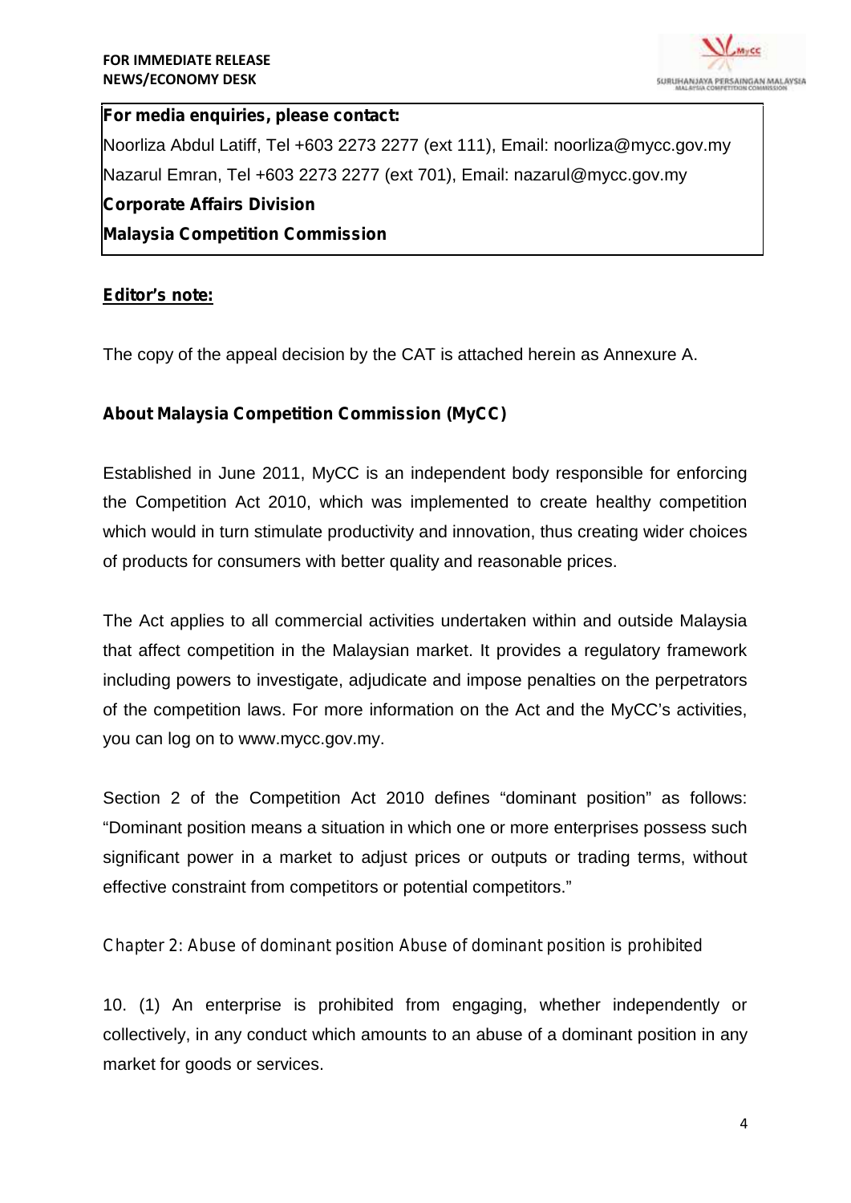**FOR IMMEDIATE RELEASE**
**NEWS/ECONOMY DESK**

**For media enquiries, please contact:**
Noorliza Abdul Latiff, Tel +603 2273 2277 (ext 111), Email: noorliza@mycc.gov.my
Nazarul Emran, Tel +603 2273 2277 (ext 701), Email: nazarul@mycc.gov.my
**Corporate Affairs Division**
**Malaysia Competition Commission**

**Editor's note:**

The copy of the appeal decision by the CAT is attached herein as Annexure A.

**About Malaysia Competition Commission (MyCC)**

Established in June 2011, MyCC is an independent body responsible for enforcing the Competition Act 2010, which was implemented to create healthy competition which would in turn stimulate productivity and innovation, thus creating wider choices of products for consumers with better quality and reasonable prices.

The Act applies to all commercial activities undertaken within and outside Malaysia that affect competition in the Malaysian market. It provides a regulatory framework including powers to investigate, adjudicate and impose penalties on the perpetrators of the competition laws. For more information on the Act and the MyCC's activities, you can log on to www.mycc.gov.my.

Section 2 of the Competition Act 2010 defines "dominant position" as follows: "Dominant position means a situation in which one or more enterprises possess such significant power in a market to adjust prices or outputs or trading terms, without effective constraint from competitors or potential competitors."

Chapter 2: Abuse of dominant position Abuse of dominant position is prohibited

10. (1) An enterprise is prohibited from engaging, whether independently or collectively, in any conduct which amounts to an abuse of a dominant position in any market for goods or services.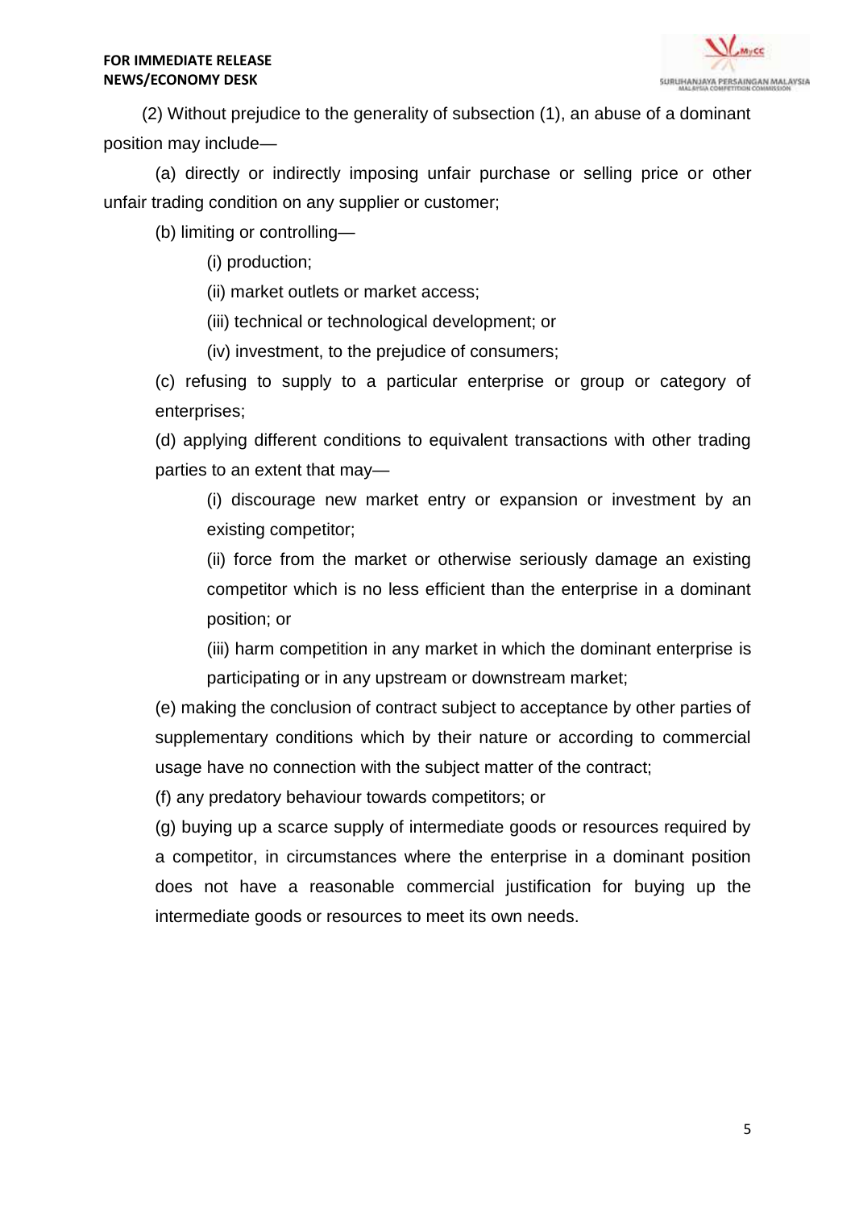(2) Without prejudice to the generality of subsection (1), an abuse of a dominant position may include—

(a) directly or indirectly imposing unfair purchase or selling price or other unfair trading condition on any supplier or customer;

(b) limiting or controlling—

(i) production;

(ii) market outlets or market access;

(iii) technical or technological development; or

(iv) investment, to the prejudice of consumers;

(c) refusing to supply to a particular enterprise or group or category of enterprises;

(d) applying different conditions to equivalent transactions with other trading parties to an extent that may—

(i) discourage new market entry or expansion or investment by an existing competitor;

(ii) force from the market or otherwise seriously damage an existing competitor which is no less efficient than the enterprise in a dominant position; or

(iii) harm competition in any market in which the dominant enterprise is participating or in any upstream or downstream market;

(e) making the conclusion of contract subject to acceptance by other parties of supplementary conditions which by their nature or according to commercial usage have no connection with the subject matter of the contract;

(f) any predatory behaviour towards competitors; or

(g) buying up a scarce supply of intermediate goods or resources required by a competitor, in circumstances where the enterprise in a dominant position does not have a reasonable commercial justification for buying up the intermediate goods or resources to meet its own needs.